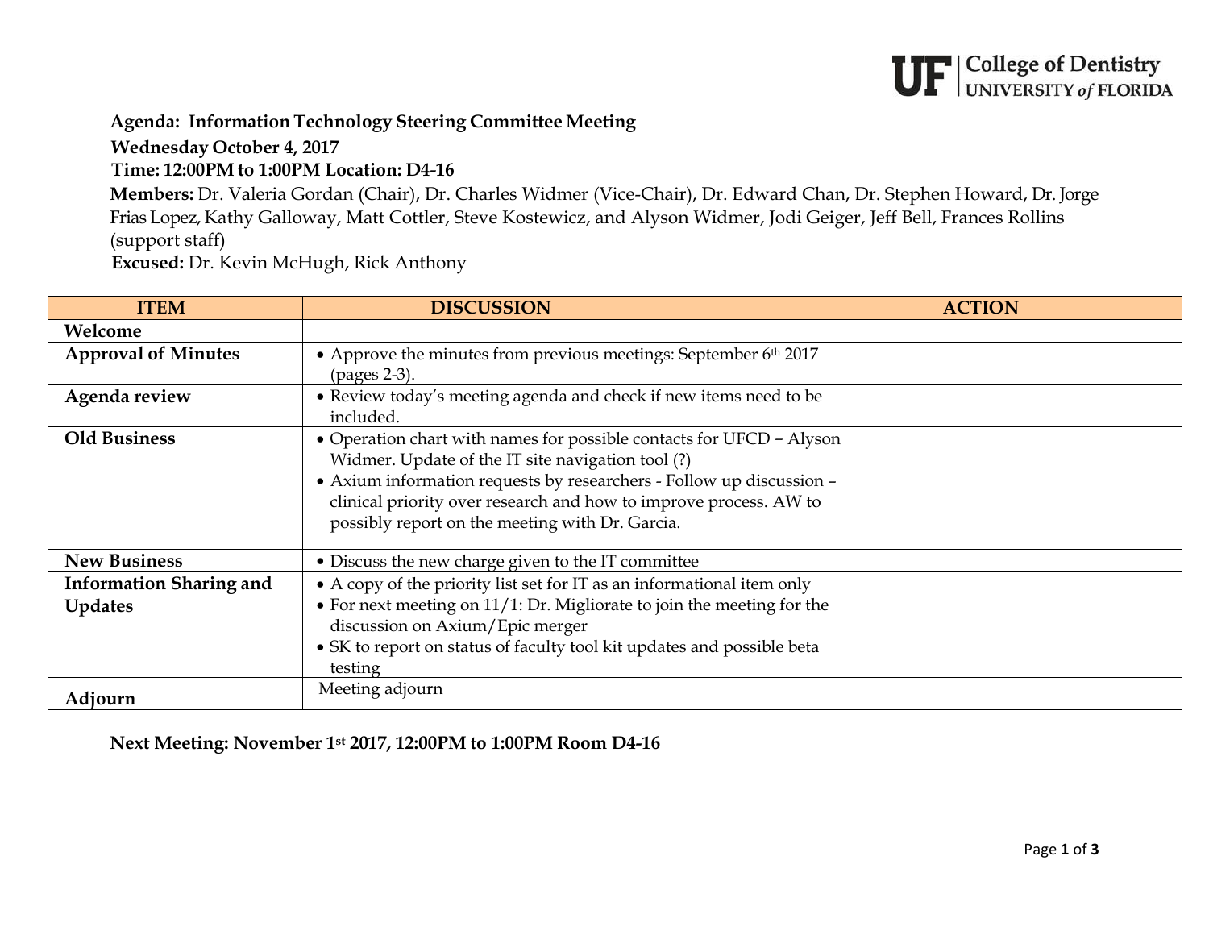**Agenda: Information Technology Steering Committee Meeting**

**Wednesday October 4, 2017**

**Time: 12:00PM to 1:00PM Location: D4-16**

**Members:** Dr. Valeria Gordan (Chair), Dr. Charles Widmer (Vice-Chair), Dr. Edward Chan, Dr. Stephen Howard, Dr. Jorge Frias Lopez, Kathy Galloway, Matt Cottler, Steve Kostewicz, and Alyson Widmer, Jodi Geiger, Jeff Bell, Frances Rollins (support staff)

**Excused:** Dr. Kevin McHugh, Rick Anthony

| ITEM | DISCUSSION | ACTION |
|---|---|---|
| **Welcome** | | |
| **Approval of Minutes** | • Approve the minutes from previous meetings: September 6th 2017 (pages 2-3). | |
| **Agenda review** | • Review today's meeting agenda and check if new items need to be included. | |
| **Old Business** | • Operation chart with names for possible contacts for UFCD – Alyson Widmer. Update of the IT site navigation tool (?)<br>• Axium information requests by researchers - Follow up discussion – clinical priority over research and how to improve process. AW to possibly report on the meeting with Dr. Garcia. | |
| **New Business** | • Discuss the new charge given to the IT committee | |
| **Information Sharing and Updates** | • A copy of the priority list set for IT as an informational item only<br>• For next meeting on 11/1: Dr. Migliorate to join the meeting for the discussion on Axium/Epic merger<br>• SK to report on status of faculty tool kit updates and possible beta testing | |
| **Adjourn** | Meeting adjourn | |

**Next Meeting: November 1st 2017, 12:00PM to 1:00PM Room D4-16**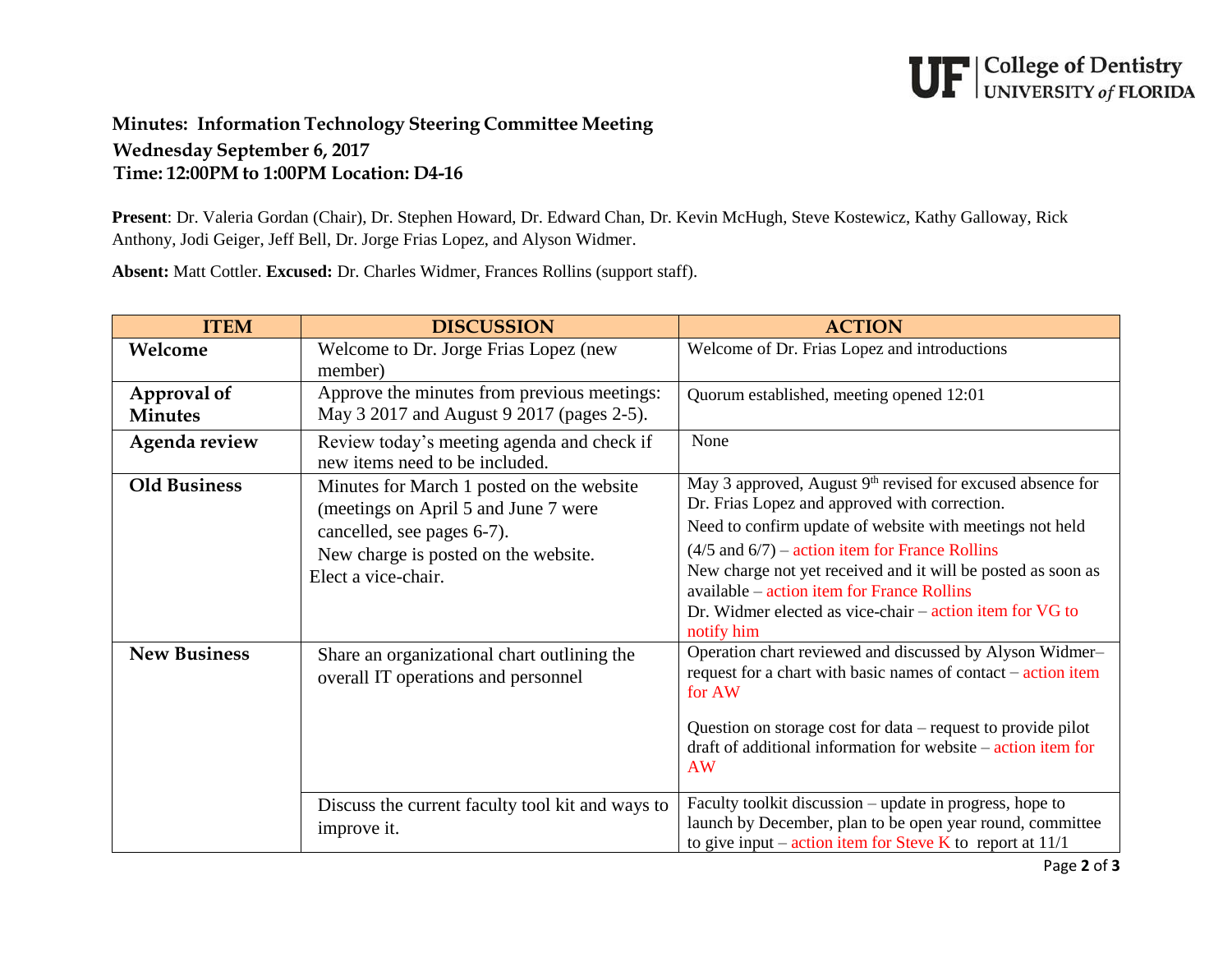## Minutes: Information Technology Steering Committee Meeting
**Wednesday September 6, 2017**
**Time: 12:00PM to 1:00PM Location: D4-16**

**Present**: Dr. Valeria Gordan (Chair), Dr. Stephen Howard, Dr. Edward Chan, Dr. Kevin McHugh, Steve Kostewicz, Kathy Galloway, Rick Anthony, Jodi Geiger, Jeff Bell, Dr. Jorge Frias Lopez, and Alyson Widmer.

**Absent:** Matt Cottler. **Excused:** Dr. Charles Widmer, Frances Rollins (support staff).

| ITEM | DISCUSSION | ACTION |
|---|---|---|
| **Welcome** | Welcome to Dr. Jorge Frias Lopez (new member) | Welcome of Dr. Frias Lopez and introductions |
| **Approval of Minutes** | Approve the minutes from previous meetings: May 3 2017 and August 9 2017 (pages 2-5). | Quorum established, meeting opened 12:01 |
| **Agenda review** | Review today's meeting agenda and check if new items need to be included. | None |
| **Old Business** | Minutes for March 1 posted on the website (meetings on April 5 and June 7 were cancelled, see pages 6-7).<br>New charge is posted on the website.<br>Elect a vice-chair. | May 3 approved, August 9th revised for excused absence for Dr. Frias Lopez and approved with correction.<br>Need to confirm update of website with meetings not held (4/5 and 6/7) – action item for France Rollins<br>New charge not yet received and it will be posted as soon as available – action item for France Rollins<br>Dr. Widmer elected as vice-chair – action item for VG to notify him |
| **New Business** | Share an organizational chart outlining the overall IT operations and personnel | Operation chart reviewed and discussed by Alyson Widmer– request for a chart with basic names of contact – action item for AW<br><br>Question on storage cost for data – request to provide pilot draft of additional information for website – action item for AW |
| | Discuss the current faculty tool kit and ways to improve it. | Faculty toolkit discussion – update in progress, hope to launch by December, plan to be open year round, committee to give input – action item for Steve K to report at 11/1 |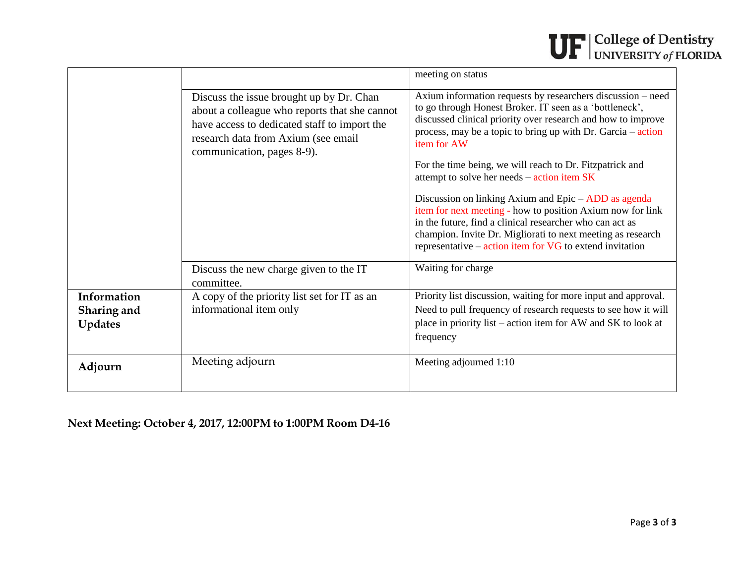| | | |
|---|---|---|
| | | meeting on status |
| | Discuss the issue brought up by Dr. Chan about a colleague who reports that she cannot have access to dedicated staff to import the research data from Axium (see email communication, pages 8-9). | Axium information requests by researchers discussion – need to go through Honest Broker. IT seen as a 'bottleneck', discussed clinical priority over research and how to improve process, may be a topic to bring up with Dr. Garcia – action item for AW<br><br>For the time being, we will reach to Dr. Fitzpatrick and attempt to solve her needs – action item SK<br><br>Discussion on linking Axium and Epic – ADD as agenda item for next meeting - how to position Axium now for link in the future, find a clinical researcher who can act as champion. Invite Dr. Migliorati to next meeting as research representative – action item for VG to extend invitation |
| | Discuss the new charge given to the IT committee. | Waiting for charge |
| **Information Sharing and Updates** | A copy of the priority list set for IT as an informational item only | Priority list discussion, waiting for more input and approval. Need to pull frequency of research requests to see how it will place in priority list – action item for AW and SK to look at frequency |
| **Adjourn** | Meeting adjourn | Meeting adjourned 1:10 |

**Next Meeting: October 4, 2017, 12:00PM to 1:00PM Room D4-16**